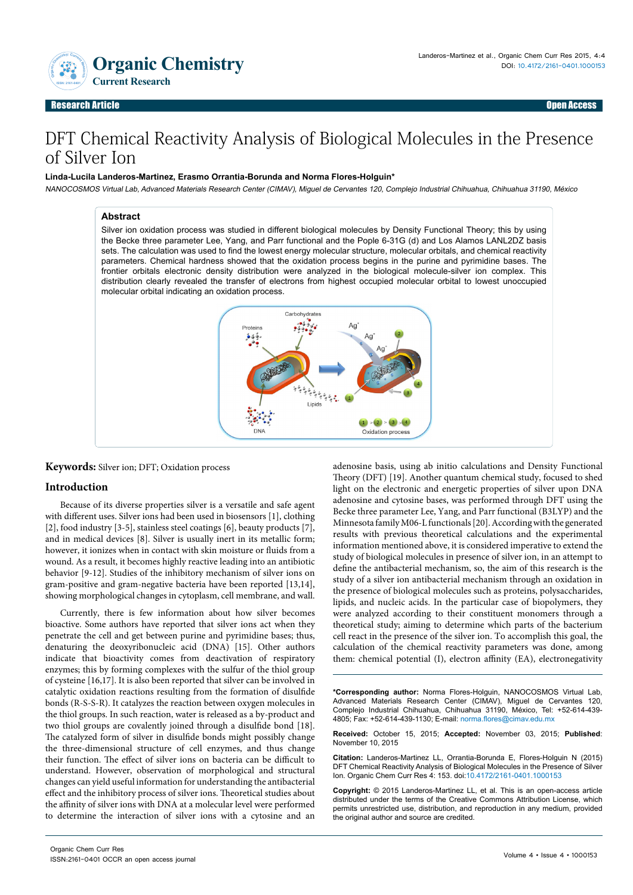# DFT Chemical Reactivity Analysis of Biological Molecules in the Presence of Silver Ion

**Linda-Lucila Landeros-Martinez, Erasmo Orrantia-Borunda and Norma Flores-Holguin***

*NANOCOSMOS Virtual Lab, Advanced Materials Research Center (CIMAV), Miguel de Cervantes 120, Complejo Industrial Chihuahua, Chihuahua 31190, México*

## Abstract

Silver ion oxidation process was studied in different biological molecules by Density Functional Theory; this by using the Becke three parameter Lee, Yang, and Parr functional and the Pople 6-31G (d) and Los Alamos LANL2DZ basis sets. The calculation was used to find the lowest energy molecular structure, molecular orbitals, and chemical reactivity parameters. Chemical hardness showed that the oxidation process begins in the purine and pyrimidine bases. The frontier orbitals electronic density distribution were analyzed in the biological molecule-silver ion complex. This distribution clearly revealed the transfer of electrons from highest occupied molecular orbital to lowest unoccupied molecular orbital indicating an oxidation process.

Carbohydrates
Proteins
Lipids
DNA
$Ag^+$
$Ag^+$
$Ag^+$
1 > 2 > 3 > 4
Oxidation process

**Keywords:** Silver ion; DFT; Oxidation process

## Introduction

Because of its diverse properties silver is a versatile and safe agent with different uses. Silver ions had been used in biosensors [1], clothing [2], food industry [3-5], stainless steel coatings [6], beauty products [7], and in medical devices [8]. Silver is usually inert in its metallic form; however, it ionizes when in contact with skin moisture or fluids from a wound. As a result, it becomes highly reactive leading into an antibiotic behavior [9-12]. Studies of the inhibitory mechanism of silver ions on gram-positive and gram-negative bacteria have been reported [13,14], showing morphological changes in cytoplasm, cell membrane, and wall.

Currently, there is few information about how silver becomes bioactive. Some authors have reported that silver ions act when they penetrate the cell and get between purine and pyrimidine bases; thus, denaturing the deoxyribonucleic acid (DNA) [15]. Other authors indicate that bioactivity comes from deactivation of respiratory enzymes; this by forming complexes with the sulfur of the thiol group of cysteine [16,17]. It is also been reported that silver can be involved in catalytic oxidation reactions resulting from the formation of disulfide bonds (R-S-S-R). It catalyzes the reaction between oxygen molecules in the thiol groups. In such reaction, water is released as a by-product and two thiol groups are covalently joined through a disulfide bond [18]. The catalyzed form of silver in disulfide bonds might possibly change the three-dimensional structure of cell enzymes, and thus change their function. The effect of silver ions on bacteria can be difficult to understand. However, observation of morphological and structural changes can yield useful information for understanding the antibacterial effect and the inhibitory process of silver ions. Theoretical studies about the affinity of silver ions with DNA at a molecular level were performed to determine the interaction of silver ions with a cytosine and an adenosine basis, using ab initio calculations and Density Functional Theory (DFT) [19]. Another quantum chemical study, focused to shed light on the electronic and energetic properties of silver upon DNA adenosine and cytosine bases, was performed through DFT using the Becke three parameter Lee, Yang, and Parr functional (B3LYP) and the Minnesota family M06-L functionals [20]. According with the generated results with previous theoretical calculations and the experimental information mentioned above, it is considered imperative to extend the study of biological molecules in presence of silver ion, in an attempt to define the antibacterial mechanism, so, the aim of this research is the study of a silver ion antibacterial mechanism through an oxidation in the presence of biological molecules such as proteins, polysaccharides, lipids, and nucleic acids. In the particular case of biopolymers, they were analyzed according to their constituent monomers through a theoretical study; aiming to determine which parts of the bacterium cell react in the presence of the silver ion. To accomplish this goal, the calculation of the chemical reactivity parameters was done, among them: chemical potential (I), electron affinity (EA), electronegativity

**\*Corresponding author:** Norma Flores-Holguin, NANOCOSMOS Virtual Lab, Advanced Materials Research Center (CIMAV), Miguel de Cervantes 120, Complejo Industrial Chihuahua, Chihuahua 31190, México, Tel: +52-614-439-4805; Fax: +52-614-439-1130; E-mail: norma.flores@cimav.edu.mx

**Received:** October 15, 2015; **Accepted:** November 03, 2015; **Published**: November 10, 2015

**Citation:** Landeros-Martinez LL, Orrantia-Borunda E, Flores-Holguin N (2015) DFT Chemical Reactivity Analysis of Biological Molecules in the Presence of Silver Ion. Organic Chem Curr Res 4: 153. doi:10.4172/2161-0401.1000153

**Copyright:** © 2015 Landeros-Martinez LL, et al. This is an open-access article distributed under the terms of the Creative Commons Attribution License, which permits unrestricted use, distribution, and reproduction in any medium, provided the original author and source are credited.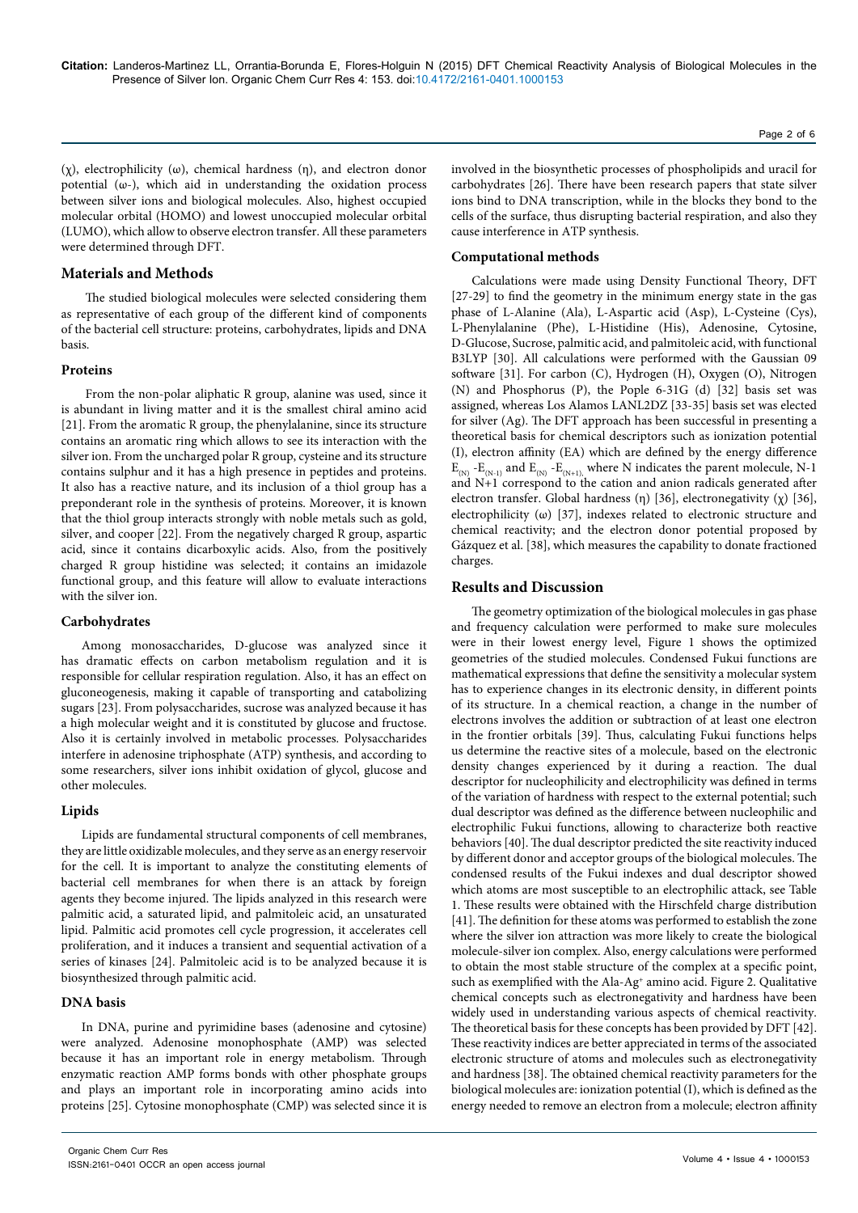(χ), electrophilicity (ω), chemical hardness (η), and electron donor potential (ω-), which aid in understanding the oxidation process between silver ions and biological molecules. Also, highest occupied molecular orbital (HOMO) and lowest unoccupied molecular orbital (LUMO), which allow to observe electron transfer. All these parameters were determined through DFT.

## Materials and Methods

The studied biological molecules were selected considering them as representative of each group of the different kind of components of the bacterial cell structure: proteins, carbohydrates, lipids and DNA basis.

### Proteins

From the non-polar aliphatic R group, alanine was used, since it is abundant in living matter and it is the smallest chiral amino acid [21]. From the aromatic R group, the phenylalanine, since its structure contains an aromatic ring which allows to see its interaction with the silver ion. From the uncharged polar R group, cysteine and its structure contains sulphur and it has a high presence in peptides and proteins. It also has a reactive nature, and its inclusion of a thiol group has a preponderant role in the synthesis of proteins. Moreover, it is known that the thiol group interacts strongly with noble metals such as gold, silver, and cooper [22]. From the negatively charged R group, aspartic acid, since it contains dicarboxylic acids. Also, from the positively charged R group histidine was selected; it contains an imidazole functional group, and this feature will allow to evaluate interactions with the silver ion.

### Carbohydrates

Among monosaccharides, D-glucose was analyzed since it has dramatic effects on carbon metabolism regulation and it is responsible for cellular respiration regulation. Also, it has an effect on gluconeogenesis, making it capable of transporting and catabolizing sugars [23]. From polysaccharides, sucrose was analyzed because it has a high molecular weight and it is constituted by glucose and fructose. Also it is certainly involved in metabolic processes. Polysaccharides interfere in adenosine triphosphate (ATP) synthesis, and according to some researchers, silver ions inhibit oxidation of glycol, glucose and other molecules.

### Lipids

Lipids are fundamental structural components of cell membranes, they are little oxidizable molecules, and they serve as an energy reservoir for the cell. It is important to analyze the constituting elements of bacterial cell membranes for when there is an attack by foreign agents they become injured. The lipids analyzed in this research were palmitic acid, a saturated lipid, and palmitoleic acid, an unsaturated lipid. Palmitic acid promotes cell cycle progression, it accelerates cell proliferation, and it induces a transient and sequential activation of a series of kinases [24]. Palmitoleic acid is to be analyzed because it is biosynthesized through palmitic acid.

### DNA basis

In DNA, purine and pyrimidine bases (adenosine and cytosine) were analyzed. Adenosine monophosphate (AMP) was selected because it has an important role in energy metabolism. Through enzymatic reaction AMP forms bonds with other phosphate groups and plays an important role in incorporating amino acids into proteins [25]. Cytosine monophosphate (CMP) was selected since it is involved in the biosynthetic processes of phospholipids and uracil for carbohydrates [26]. There have been research papers that state silver ions bind to DNA transcription, while in the blocks they bond to the cells of the surface, thus disrupting bacterial respiration, and also they cause interference in ATP synthesis.

### Computational methods

Calculations were made using Density Functional Theory, DFT [27-29] to find the geometry in the minimum energy state in the gas phase of L-Alanine (Ala), L-Aspartic acid (Asp), L-Cysteine (Cys), L-Phenylalanine (Phe), L-Histidine (His), Adenosine, Cytosine, D-Glucose, Sucrose, palmitic acid, and palmitoleic acid, with functional B3LYP [30]. All calculations were performed with the Gaussian 09 software [31]. For carbon (C), Hydrogen (H), Oxygen (O), Nitrogen (N) and Phosphorus (P), the Pople 6-31G (d) [32] basis set was assigned, whereas Los Alamos LANL2DZ [33-35] basis set was elected for silver (Ag). The DFT approach has been successful in presenting a theoretical basis for chemical descriptors such as ionization potential (I), electron affinity (EA) which are defined by the energy difference $E_{(N)}$ -$E_{(N-1)}$ and $E_{(N)}$ -$E_{(N+1)}$, where N indicates the parent molecule, N-1 and N+1 correspond to the cation and anion radicals generated after electron transfer. Global hardness (η) [36], electronegativity (χ) [36], electrophilicity (ω) [37], indexes related to electronic structure and chemical reactivity; and the electron donor potential proposed by Gázquez et al. [38], which measures the capability to donate fractioned charges.

## Results and Discussion

The geometry optimization of the biological molecules in gas phase and frequency calculation were performed to make sure molecules were in their lowest energy level, Figure 1 shows the optimized geometries of the studied molecules. Condensed Fukui functions are mathematical expressions that define the sensitivity a molecular system has to experience changes in its electronic density, in different points of its structure. In a chemical reaction, a change in the number of electrons involves the addition or subtraction of at least one electron in the frontier orbitals [39]. Thus, calculating Fukui functions helps us determine the reactive sites of a molecule, based on the electronic density changes experienced by it during a reaction. The dual descriptor for nucleophilicity and electrophilicity was defined in terms of the variation of hardness with respect to the external potential; such dual descriptor was defined as the difference between nucleophilic and electrophilic Fukui functions, allowing to characterize both reactive behaviors [40]. The dual descriptor predicted the site reactivity induced by different donor and acceptor groups of the biological molecules. The condensed results of the Fukui indexes and dual descriptor showed which atoms are most susceptible to an electrophilic attack, see Table 1. These results were obtained with the Hirschfeld charge distribution [41]. The definition for these atoms was performed to establish the zone where the silver ion attraction was more likely to create the biological molecule-silver ion complex. Also, energy calculations were performed to obtain the most stable structure of the complex at a specific point, such as exemplified with the Ala-$Ag^{+}$ amino acid. Figure 2. Qualitative chemical concepts such as electronegativity and hardness have been widely used in understanding various aspects of chemical reactivity. The theoretical basis for these concepts has been provided by DFT [42]. These reactivity indices are better appreciated in terms of the associated electronic structure of atoms and molecules such as electronegativity and hardness [38]. The obtained chemical reactivity parameters for the biological molecules are: ionization potential (I), which is defined as the energy needed to remove an electron from a molecule; electron affinity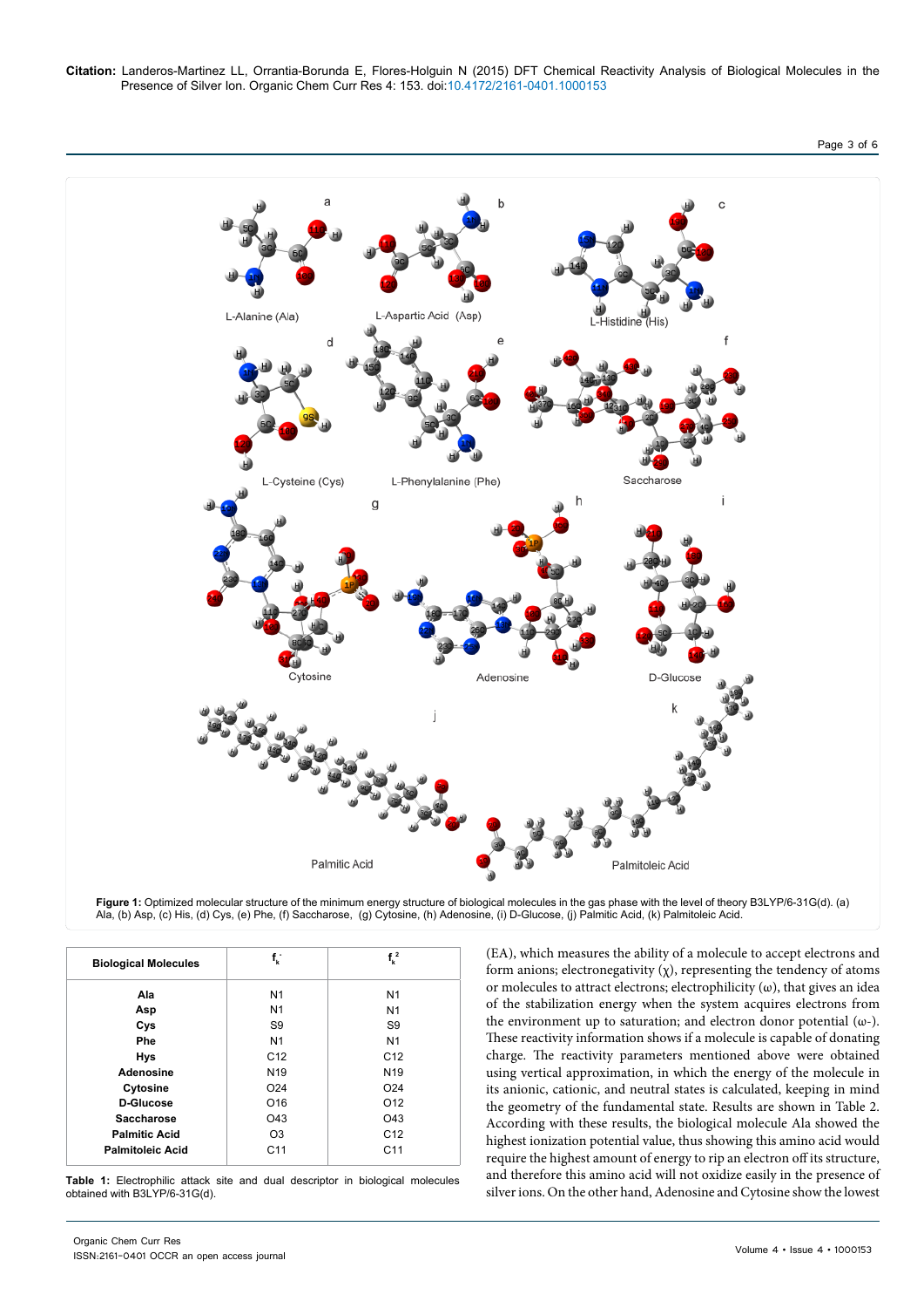Figure 1: Optimized molecular structure of the minimum energy structure of biological molecules in the gas phase with the level of theory B3LYP/6-31G(d). (a) Ala, (b) Asp, (c) His, (d) Cys, (e) Phe, (f) Saccharose, (g) Cytosine, (h) Adenosine, (i) D-Glucose, (j) Palmitic Acid, (k) Palmitoleic Acid.

| Biological Molecules | $f_k^-$ | $f_k^2$ |
|---|---|---|
| Ala | N1 | N1 |
| Asp | N1 | N1 |
| Cys | S9 | S9 |
| Phe | N1 | N1 |
| Hys | C12 | C12 |
| Adenosine | N19 | N19 |
| Cytosine | O24 | O24 |
| D-Glucose | O16 | O12 |
| Saccharose | O43 | O43 |
| Palmitic Acid | O3 | C12 |
| Palmitoleic Acid | C11 | C11 |

**Table 1:** Electrophilic attack site and dual descriptor in biological molecules obtained with B3LYP/6-31G(d).

(EA), which measures the ability of a molecule to accept electrons and form anions; electronegativity ($\chi$), representing the tendency of atoms or molecules to attract electrons; electrophilicity ($\omega$), that gives an idea of the stabilization energy when the system acquires electrons from the environment up to saturation; and electron donor potential ($\omega$-). These reactivity information shows if a molecule is capable of donating charge. The reactivity parameters mentioned above were obtained using vertical approximation, in which the energy of the molecule in its anionic, cationic, and neutral states is calculated, keeping in mind the geometry of the fundamental state. Results are shown in Table 2. According with these results, the biological molecule Ala showed the highest ionization potential value, thus showing this amino acid would require the highest amount of energy to rip an electron off its structure, and therefore this amino acid will not oxidize easily in the presence of silver ions. On the other hand, Adenosine and Cytosine show the lowest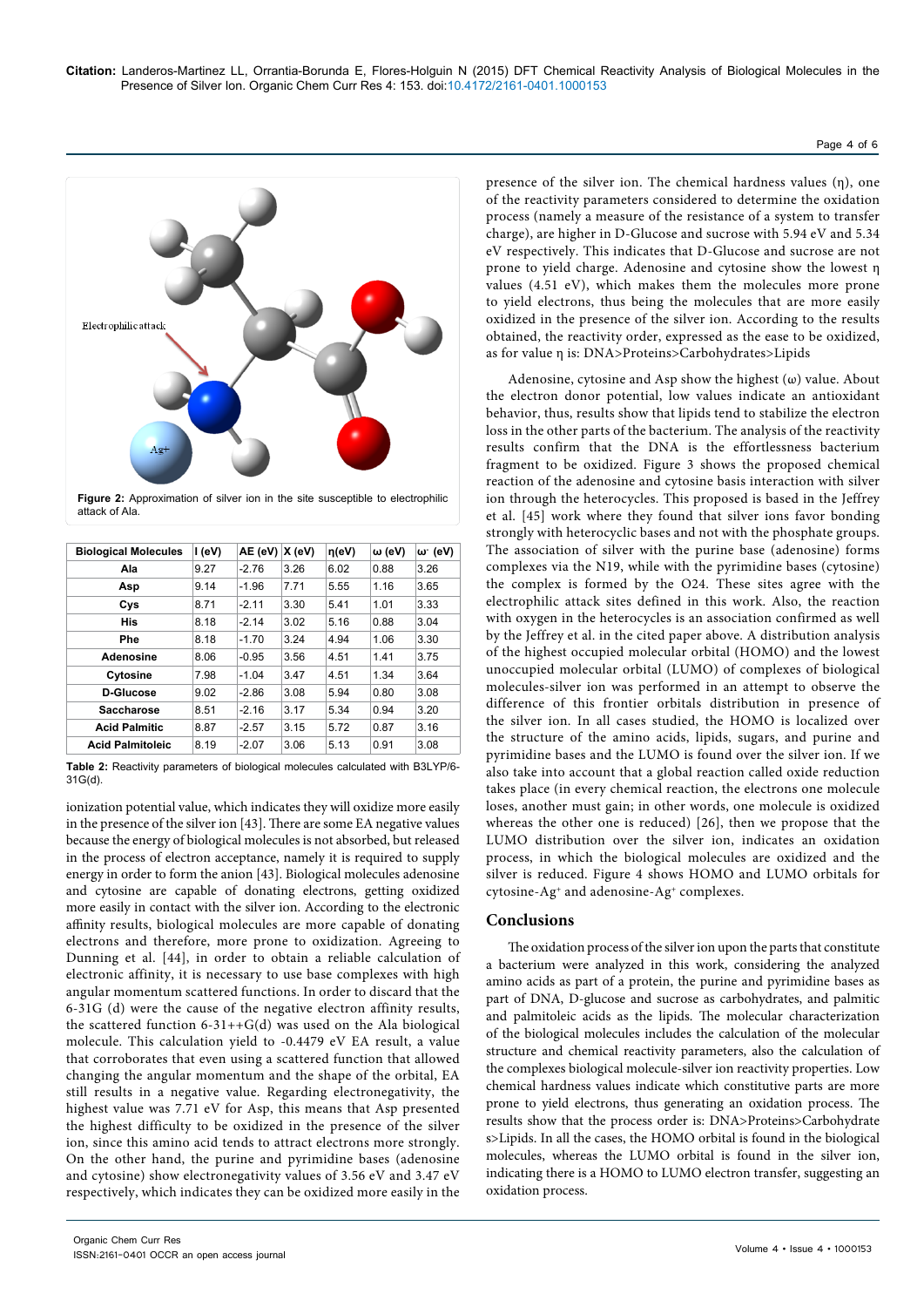Electrophilic attack

Ag+

Figure 2: Approximation of silver ion in the site susceptible to electrophilic attack of Ala.

| Biological Molecules | I (eV) | AE (eV) | X (eV) | η(eV) | ω (eV) | $\omega^-$ (eV) |
|---|---|---|---|---|---|---|
| Ala | 9.27 | -2.76 | 3.26 | 6.02 | 0.88 | 3.26 |
| Asp | 9.14 | -1.96 | 7.71 | 5.55 | 1.16 | 3.65 |
| Cys | 8.71 | -2.11 | 3.30 | 5.41 | 1.01 | 3.33 |
| His | 8.18 | -2.14 | 3.02 | 5.16 | 0.88 | 3.04 |
| Phe | 8.18 | -1.70 | 3.24 | 4.94 | 1.06 | 3.30 |
| Adenosine | 8.06 | -0.95 | 3.56 | 4.51 | 1.41 | 3.75 |
| Cytosine | 7.98 | -1.04 | 3.47 | 4.51 | 1.34 | 3.64 |
| D-Glucose | 9.02 | -2.86 | 3.08 | 5.94 | 0.80 | 3.08 |
| Saccharose | 8.51 | -2.16 | 3.17 | 5.34 | 0.94 | 3.20 |
| Acid Palmitic | 8.87 | -2.57 | 3.15 | 5.72 | 0.87 | 3.16 |
| Acid Palmitoleic | 8.19 | -2.07 | 3.06 | 5.13 | 0.91 | 3.08 |

Table 2: Reactivity parameters of biological molecules calculated with B3LYP/6-31G(d).

ionization potential value, which indicates they will oxidize more easily in the presence of the silver ion [43]. There are some EA negative values because the energy of biological molecules is not absorbed, but released in the process of electron acceptance, namely it is required to supply energy in order to form the anion [43]. Biological molecules adenosine and cytosine are capable of donating electrons, getting oxidized more easily in contact with the silver ion. According to the electronic affinity results, biological molecules are more capable of donating electrons and therefore, more prone to oxidization. Agreeing to Dunning et al. [44], in order to obtain a reliable calculation of electronic affinity, it is necessary to use base complexes with high angular momentum scattered functions. In order to discard that the 6-31G (d) were the cause of the negative electron affinity results, the scattered function 6-31++G(d) was used on the Ala biological molecule. This calculation yield to -0.4479 eV EA result, a value that corroborates that even using a scattered function that allowed changing the angular momentum and the shape of the orbital, EA still results in a negative value. Regarding electronegativity, the highest value was 7.71 eV for Asp, this means that Asp presented the highest difficulty to be oxidized in the presence of the silver ion, since this amino acid tends to attract electrons more strongly. On the other hand, the purine and pyrimidine bases (adenosine and cytosine) show electronegativity values of 3.56 eV and 3.47 eV respectively, which indicates they can be oxidized more easily in the presence of the silver ion. The chemical hardness values (η), one of the reactivity parameters considered to determine the oxidation process (namely a measure of the resistance of a system to transfer charge), are higher in D-Glucose and sucrose with 5.94 eV and 5.34 eV respectively. This indicates that D-Glucose and sucrose are not prone to yield charge. Adenosine and cytosine show the lowest η values (4.51 eV), which makes them the molecules more prone to yield electrons, thus being the molecules that are more easily oxidized in the presence of the silver ion. According to the results obtained, the reactivity order, expressed as the ease to be oxidized, as for value η is: DNA>Proteins>Carbohydrates>Lipids

Adenosine, cytosine and Asp show the highest (ω) value. About the electron donor potential, low values indicate an antioxidant behavior, thus, results show that lipids tend to stabilize the electron loss in the other parts of the bacterium. The analysis of the reactivity results confirm that the DNA is the effortlessness bacterium fragment to be oxidized. Figure 3 shows the proposed chemical reaction of the adenosine and cytosine basis interaction with silver ion through the heterocycles. This proposed is based in the Jeffrey et al. [45] work where they found that silver ions favor bonding strongly with heterocyclic bases and not with the phosphate groups. The association of silver with the purine base (adenosine) forms complexes via the N19, while with the pyrimidine bases (cytosine) the complex is formed by the O24. These sites agree with the electrophilic attack sites defined in this work. Also, the reaction with oxygen in the heterocycles is an association confirmed as well by the Jeffrey et al. in the cited paper above. A distribution analysis of the highest occupied molecular orbital (HOMO) and the lowest unoccupied molecular orbital (LUMO) of complexes of biological molecules-silver ion was performed in an attempt to observe the difference of this frontier orbitals distribution in presence of the silver ion. In all cases studied, the HOMO is localized over the structure of the amino acids, lipids, sugars, and purine and pyrimidine bases and the LUMO is found over the silver ion. If we also take into account that a global reaction called oxide reduction takes place (in every chemical reaction, the electrons one molecule loses, another must gain; in other words, one molecule is oxidized whereas the other one is reduced) [26], then we propose that the LUMO distribution over the silver ion, indicates an oxidation process, in which the biological molecules are oxidized and the silver is reduced. Figure 4 shows HOMO and LUMO orbitals for cytosine-$Ag^+$ and adenosine-$Ag^+$ complexes.

## Conclusions

The oxidation process of the silver ion upon the parts that constitute a bacterium were analyzed in this work, considering the analyzed amino acids as part of a protein, the purine and pyrimidine bases as part of DNA, D-glucose and sucrose as carbohydrates, and palmitic and palmitoleic acids as the lipids. The molecular characterization of the biological molecules includes the calculation of the molecular structure and chemical reactivity parameters, also the calculation of the complexes biological molecule-silver ion reactivity properties. Low chemical hardness values indicate which constitutive parts are more prone to yield electrons, thus generating an oxidation process. The results show that the process order is: DNA>Proteins>Carbohydrates>Lipids. In all the cases, the HOMO orbital is found in the biological molecules, whereas the LUMO orbital is found in the silver ion, indicating there is a HOMO to LUMO electron transfer, suggesting an oxidation process.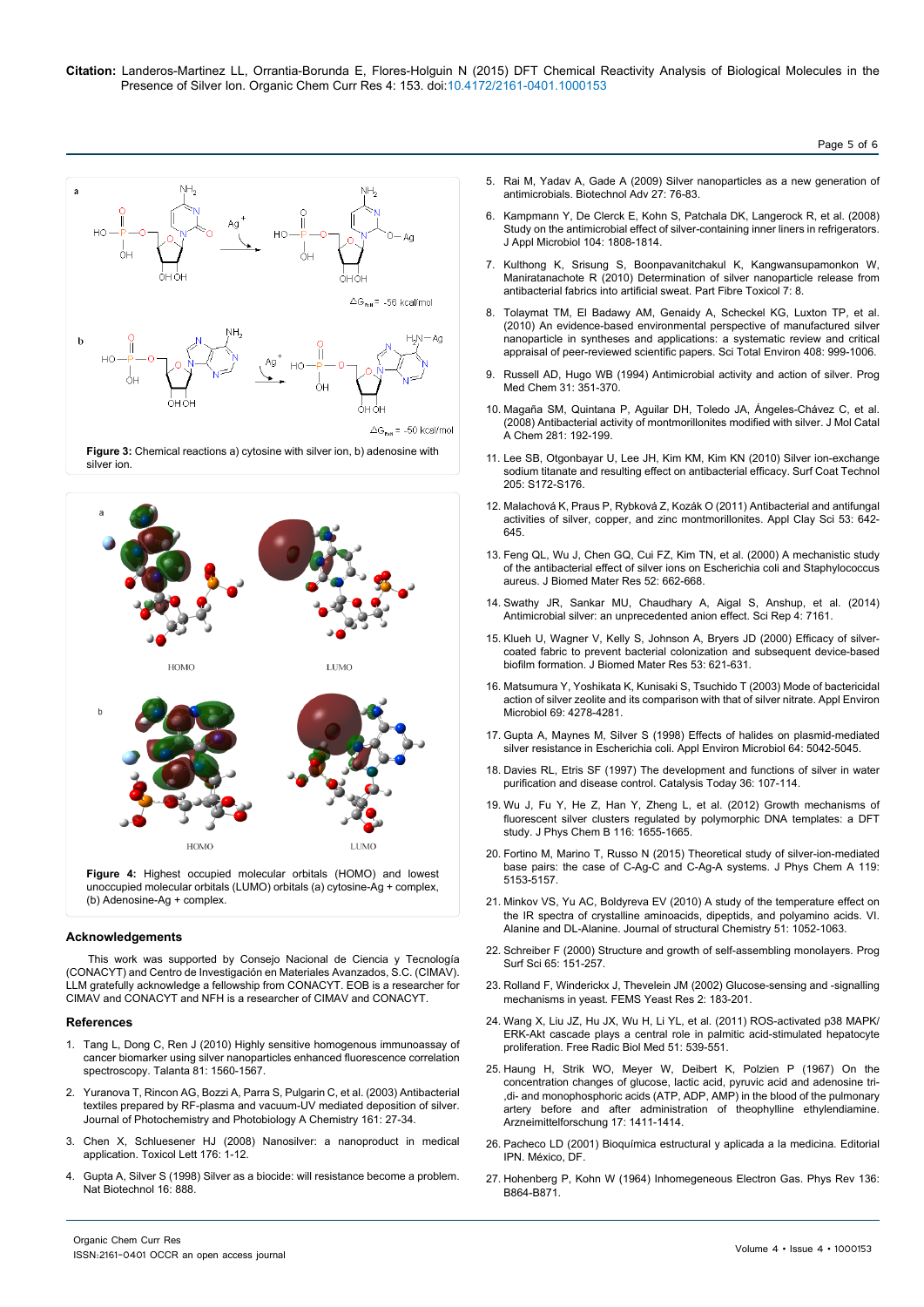Figure 3: Chemical reactions a) cytosine with silver ion, b) adenosine with silver ion.

Figure 4: Highest occupied molecular orbitals (HOMO) and lowest unoccupied molecular orbitals (LUMO) orbitals (a) cytosine-Ag + complex, (b) Adenosine-Ag + complex.

## Acknowledgements

This work was supported by Consejo Nacional de Ciencia y Tecnología (CONACYT) and Centro de Investigación en Materiales Avanzados, S.C. (CIMAV). LLM gratefully acknowledge a fellowship from CONACYT. EOB is a researcher for CIMAV and CONACYT and NFH is a researcher of CIMAV and CONACYT.

## References

1. Tang L, Dong C, Ren J (2010) Highly sensitive homogenous immunoassay of cancer biomarker using silver nanoparticles enhanced fluorescence correlation spectroscopy. Talanta 81: 1560-1567.
2. Yuranova T, Rincon AG, Bozzi A, Parra S, Pulgarin C, et al. (2003) Antibacterial textiles prepared by RF-plasma and vacuum-UV mediated deposition of silver. Journal of Photochemistry and Photobiology A Chemistry 161: 27-34.
3. Chen X, Schluesener HJ (2008) Nanosilver: a nanoproduct in medical application. Toxicol Lett 176: 1-12.
4. Gupta A, Silver S (1998) Silver as a biocide: will resistance become a problem. Nat Biotechnol 16: 888.
5. Rai M, Yadav A, Gade A (2009) Silver nanoparticles as a new generation of antimicrobials. Biotechnol Adv 27: 76-83.
6. Kampmann Y, De Clerck E, Kohn S, Patchala DK, Langerock R, et al. (2008) Study on the antimicrobial effect of silver-containing inner liners in refrigerators. J Appl Microbiol 104: 1808-1814.
7. Kulthong K, Srisung S, Boonpavanitchakul K, Kangwansupamonkon W, Maniratanachote R (2010) Determination of silver nanoparticle release from antibacterial fabrics into artificial sweat. Part Fibre Toxicol 7: 8.
8. Tolaymat TM, El Badawy AM, Genaidy A, Scheckel KG, Luxton TP, et al. (2010) An evidence-based environmental perspective of manufactured silver nanoparticle in syntheses and applications: a systematic review and critical appraisal of peer-reviewed scientific papers. Sci Total Environ 408: 999-1006.
9. Russell AD, Hugo WB (1994) Antimicrobial activity and action of silver. Prog Med Chem 31: 351-370.
10. Magaña SM, Quintana P, Aguilar DH, Toledo JA, Ángeles-Chávez C, et al. (2008) Antibacterial activity of montmorillonites modified with silver. J Mol Catal A Chem 281: 192-199.
11. Lee SB, Otgonbayar U, Lee JH, Kim KM, Kim KN (2010) Silver ion-exchange sodium titanate and resulting effect on antibacterial efficacy. Surf Coat Technol 205: S172-S176.
12. Malachová K, Praus P, Rybková Z, Kozák O (2011) Antibacterial and antifungal activities of silver, copper, and zinc montmorillonites. Appl Clay Sci 53: 642-645.
13. Feng QL, Wu J, Chen GQ, Cui FZ, Kim TN, et al. (2000) A mechanistic study of the antibacterial effect of silver ions on Escherichia coli and Staphylococcus aureus. J Biomed Mater Res 52: 662-668.
14. Swathy JR, Sankar MU, Chaudhary A, Aigal S, Anshup, et al. (2014) Antimicrobial silver: an unprecedented anion effect. Sci Rep 4: 7161.
15. Klueh U, Wagner V, Kelly S, Johnson A, Bryers JD (2000) Efficacy of silver-coated fabric to prevent bacterial colonization and subsequent device-based biofilm formation. J Biomed Mater Res 53: 621-631.
16. Matsumura Y, Yoshikata K, Kunisaki S, Tsuchido T (2003) Mode of bactericidal action of silver zeolite and its comparison with that of silver nitrate. Appl Environ Microbiol 69: 4278-4281.
17. Gupta A, Maynes M, Silver S (1998) Effects of halides on plasmid-mediated silver resistance in Escherichia coli. Appl Environ Microbiol 64: 5042-5045.
18. Davies RL, Etris SF (1997) The development and functions of silver in water purification and disease control. Catalysis Today 36: 107-114.
19. Wu J, Fu Y, He Z, Han Y, Zheng L, et al. (2012) Growth mechanisms of fluorescent silver clusters regulated by polymorphic DNA templates: a DFT study. J Phys Chem B 116: 1655-1665.
20. Fortino M, Marino T, Russo N (2015) Theoretical study of silver-ion-mediated base pairs: the case of C-Ag-C and C-Ag-A systems. J Phys Chem A 119: 5153-5157.
21. Minkov VS, Yu AC, Boldyreva EV (2010) A study of the temperature effect on the IR spectra of crystalline aminoacids, dipeptids, and polyamino acids. VI. Alanine and DL-Alanine. Journal of structural Chemistry 51: 1052-1063.
22. Schreiber F (2000) Structure and growth of self-assembling monolayers. Prog Surf Sci 65: 151-257.
23. Rolland F, Winderickx J, Thevelein JM (2002) Glucose-sensing and -signalling mechanisms in yeast. FEMS Yeast Res 2: 183-201.
24. Wang X, Liu JZ, Hu JX, Wu H, Li YL, et al. (2011) ROS-activated p38 MAPK/ERK-Akt cascade plays a central role in palmitic acid-stimulated hepatocyte proliferation. Free Radic Biol Med 51: 539-551.
25. Haung H, Strik WO, Meyer W, Deibert K, Polzien P (1967) On the concentration changes of glucose, lactic acid, pyruvic acid and adenosine tri-,di- and monophosphoric acids (ATP, ADP, AMP) in the blood of the pulmonary artery before and after administration of theophylline ethylendiamine. Arzneimittelforschung 17: 1411-1414.
26. Pacheco LD (2001) Bioquímica estructural y aplicada a la medicina. Editorial IPN. México, DF.
27. Hohenberg P, Kohn W (1964) Inhomegeneous Electron Gas. Phys Rev 136: B864-B871.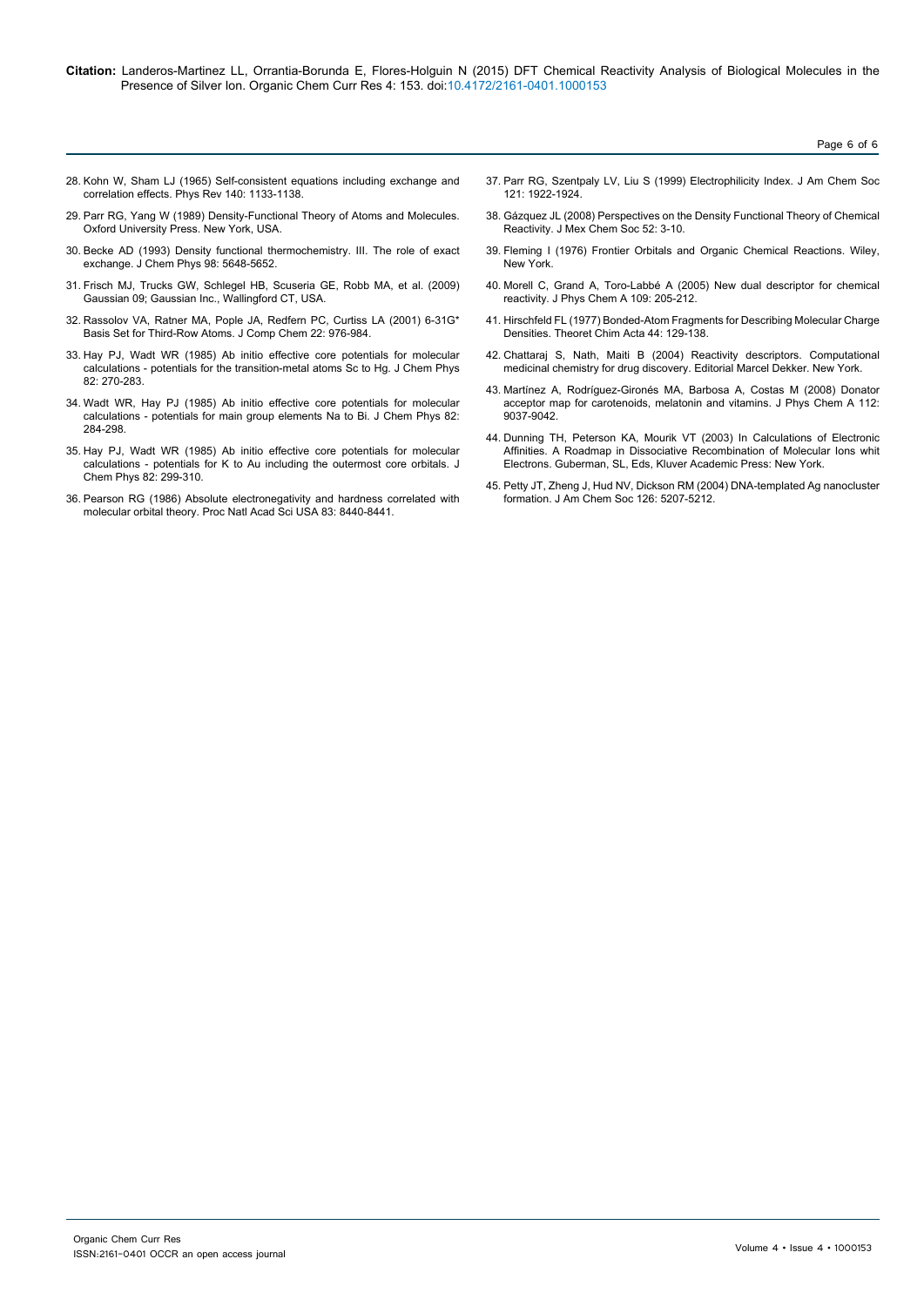28. Kohn W, Sham LJ (1965) Self-consistent equations including exchange and correlation effects. Phys Rev 140: 1133-1138.

29. Parr RG, Yang W (1989) Density-Functional Theory of Atoms and Molecules. Oxford University Press. New York, USA.

30. Becke AD (1993) Density functional thermochemistry. III. The role of exact exchange. J Chem Phys 98: 5648-5652.

31. Frisch MJ, Trucks GW, Schlegel HB, Scuseria GE, Robb MA, et al. (2009) Gaussian 09; Gaussian Inc., Wallingford CT, USA.

32. Rassolov VA, Ratner MA, Pople JA, Redfern PC, Curtiss LA (2001) 6-31G* Basis Set for Third-Row Atoms. J Comp Chem 22: 976-984.

33. Hay PJ, Wadt WR (1985) Ab initio effective core potentials for molecular calculations - potentials for the transition-metal atoms Sc to Hg. J Chem Phys 82: 270-283.

34. Wadt WR, Hay PJ (1985) Ab initio effective core potentials for molecular calculations - potentials for main group elements Na to Bi. J Chem Phys 82: 284-298.

35. Hay PJ, Wadt WR (1985) Ab initio effective core potentials for molecular calculations - potentials for K to Au including the outermost core orbitals. J Chem Phys 82: 299-310.

36. Pearson RG (1986) Absolute electronegativity and hardness correlated with molecular orbital theory. Proc Natl Acad Sci USA 83: 8440-8441.

37. Parr RG, Szentpaly LV, Liu S (1999) Electrophilicity Index. J Am Chem Soc 121: 1922-1924.

38. Gázquez JL (2008) Perspectives on the Density Functional Theory of Chemical Reactivity. J Mex Chem Soc 52: 3-10.

39. Fleming I (1976) Frontier Orbitals and Organic Chemical Reactions. Wiley, New York.

40. Morell C, Grand A, Toro-Labbé A (2005) New dual descriptor for chemical reactivity. J Phys Chem A 109: 205-212.

41. Hirschfeld FL (1977) Bonded-Atom Fragments for Describing Molecular Charge Densities. Theoret Chim Acta 44: 129-138.

42. Chattaraj S, Nath, Maiti B (2004) Reactivity descriptors. Computational medicinal chemistry for drug discovery. Editorial Marcel Dekker. New York.

43. Martínez A, Rodríguez-Gironés MA, Barbosa A, Costas M (2008) Donator acceptor map for carotenoids, melatonin and vitamins. J Phys Chem A 112: 9037-9042.

44. Dunning TH, Peterson KA, Mourik VT (2003) In Calculations of Electronic Affinities. A Roadmap in Dissociative Recombination of Molecular Ions whit Electrons. Guberman, SL, Eds, Kluver Academic Press: New York.

45. Petty JT, Zheng J, Hud NV, Dickson RM (2004) DNA-templated Ag nanocluster formation. J Am Chem Soc 126: 5207-5212.